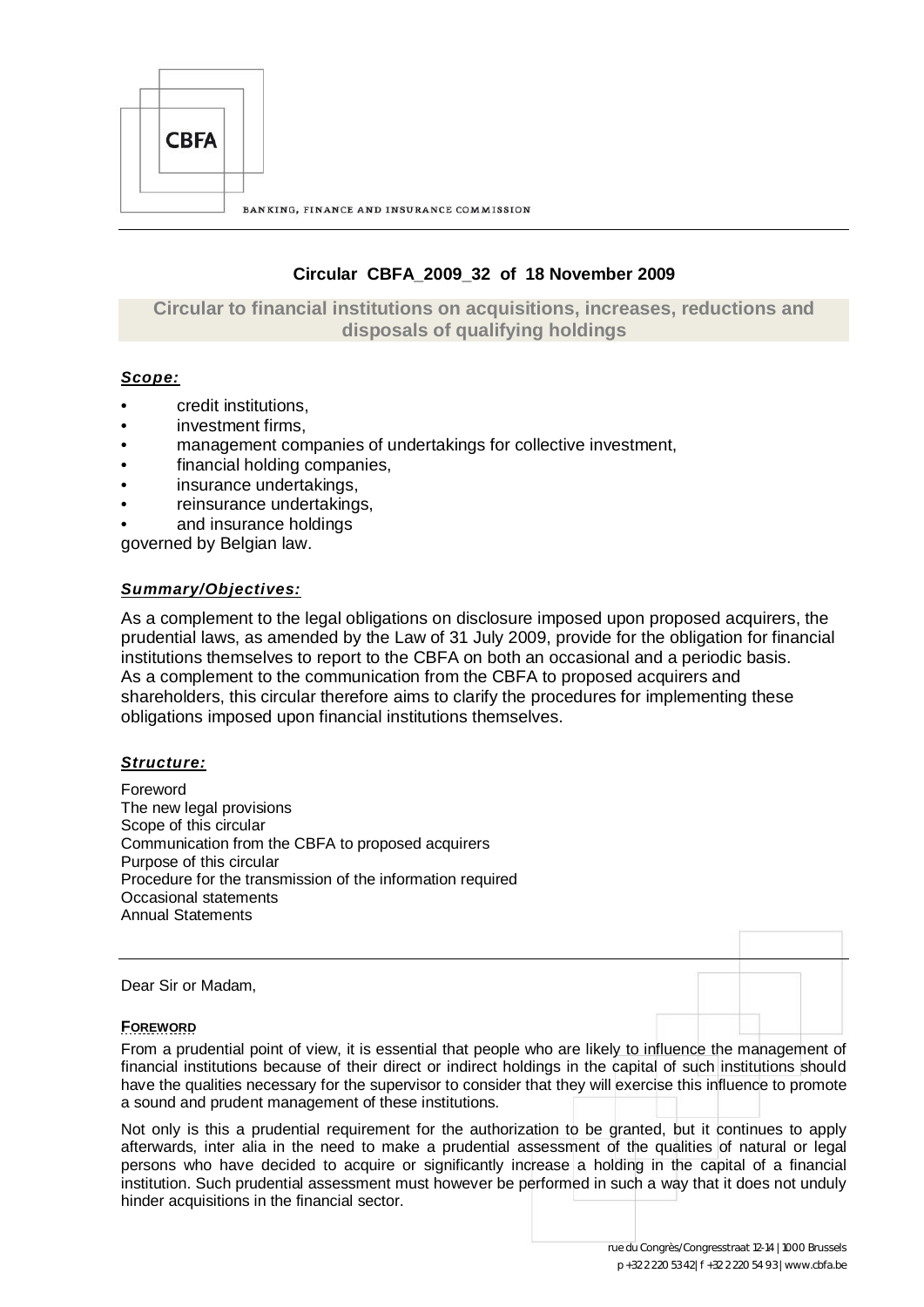CBFA

BANKING, FINANCE AND INSURANCE COMMISSION

## Circular CBFA_2009_32 of 18 November 2009

# Circular to financial institutions on acquisitions, increases, reductions and disposals of qualifying holdings

***Scope:***

- credit institutions,
- investment firms,
- management companies of undertakings for collective investment,
- financial holding companies,
- insurance undertakings,
- reinsurance undertakings,
- and insurance holdings

governed by Belgian law.

***Summary/Objectives:***

As a complement to the legal obligations on disclosure imposed upon proposed acquirers, the prudential laws, as amended by the Law of 31 July 2009, provide for the obligation for financial institutions themselves to report to the CBFA on both an occasional and a periodic basis.
As a complement to the communication from the CBFA to proposed acquirers and shareholders, this circular therefore aims to clarify the procedures for implementing these obligations imposed upon financial institutions themselves.

***Structure:***

Foreword
The new legal provisions
Scope of this circular
Communication from the CBFA to proposed acquirers
Purpose of this circular
Procedure for the transmission of the information required
Occasional statements
Annual Statements

Dear Sir or Madam,

**FOREWORD**

From a prudential point of view, it is essential that people who are likely to influence the management of financial institutions because of their direct or indirect holdings in the capital of such institutions should have the qualities necessary for the supervisor to consider that they will exercise this influence to promote a sound and prudent management of these institutions.

Not only is this a prudential requirement for the authorization to be granted, but it continues to apply afterwards, inter alia in the need to make a prudential assessment of the qualities of natural or legal persons who have decided to acquire or significantly increase a holding in the capital of a financial institution. Such prudential assessment must however be performed in such a way that it does not unduly hinder acquisitions in the financial sector.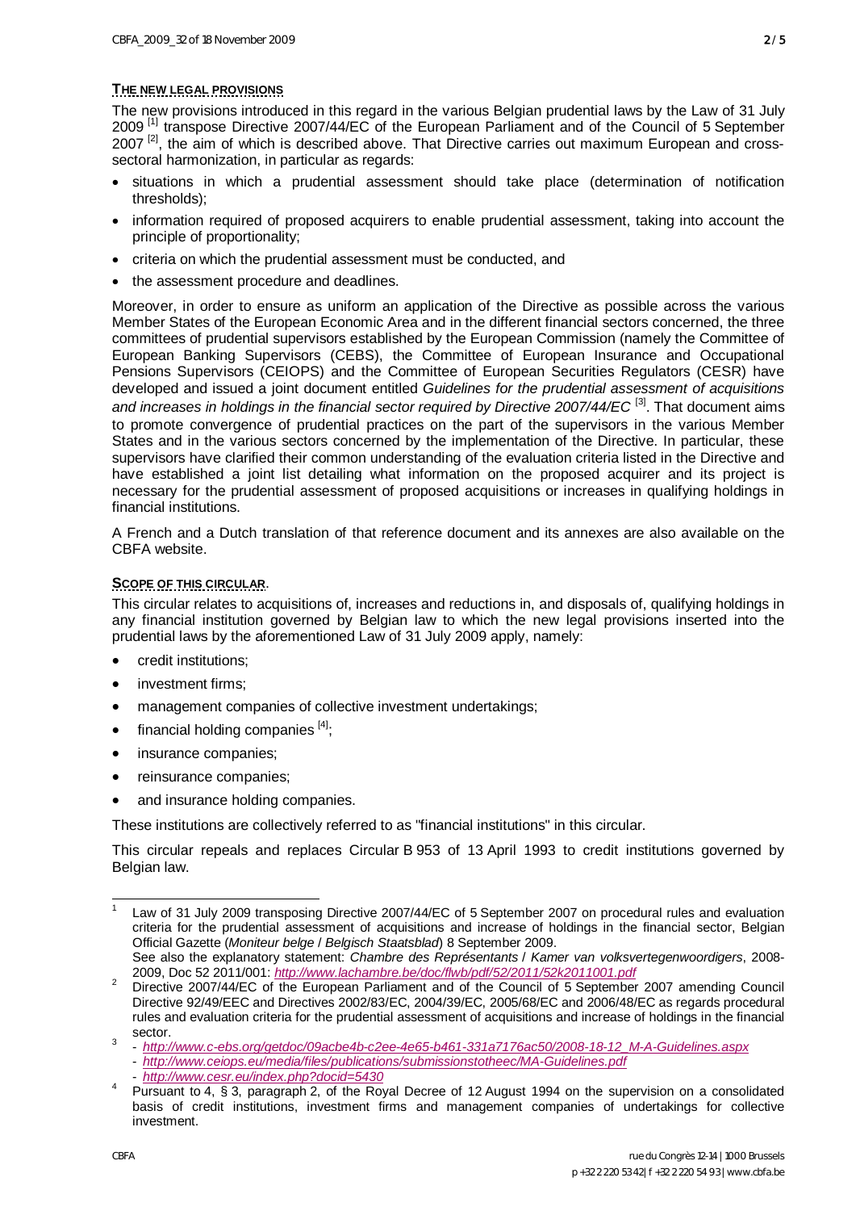## THE NEW LEGAL PROVISIONS

The new provisions introduced in this regard in the various Belgian prudential laws by the Law of 31 July 2009 [1] transpose Directive 2007/44/EC of the European Parliament and of the Council of 5 September 2007 [2], the aim of which is described above. That Directive carries out maximum European and cross-sectoral harmonization, in particular as regards:

- situations in which a prudential assessment should take place (determination of notification thresholds);
- information required of proposed acquirers to enable prudential assessment, taking into account the principle of proportionality;
- criteria on which the prudential assessment must be conducted, and
- the assessment procedure and deadlines.

Moreover, in order to ensure as uniform an application of the Directive as possible across the various Member States of the European Economic Area and in the different financial sectors concerned, the three committees of prudential supervisors established by the European Commission (namely the Committee of European Banking Supervisors (CEBS), the Committee of European Insurance and Occupational Pensions Supervisors (CEIOPS) and the Committee of European Securities Regulators (CESR) have developed and issued a joint document entitled *Guidelines for the prudential assessment of acquisitions and increases in holdings in the financial sector required by Directive 2007/44/EC* [3]. That document aims to promote convergence of prudential practices on the part of the supervisors in the various Member States and in the various sectors concerned by the implementation of the Directive. In particular, these supervisors have clarified their common understanding of the evaluation criteria listed in the Directive and have established a joint list detailing what information on the proposed acquirer and its project is necessary for the prudential assessment of proposed acquisitions or increases in qualifying holdings in financial institutions.

A French and a Dutch translation of that reference document and its annexes are also available on the CBFA website.

## SCOPE OF THIS CIRCULAR.

This circular relates to acquisitions of, increases and reductions in, and disposals of, qualifying holdings in any financial institution governed by Belgian law to which the new legal provisions inserted into the prudential laws by the aforementioned Law of 31 July 2009 apply, namely:

- credit institutions;
- investment firms;
- management companies of collective investment undertakings;
- financial holding companies [4];
- insurance companies;
- reinsurance companies;
- and insurance holding companies.

These institutions are collectively referred to as "financial institutions" in this circular.

This circular repeals and replaces Circular B 953 of 13 April 1993 to credit institutions governed by Belgian law.

---

1 Law of 31 July 2009 transposing Directive 2007/44/EC of 5 September 2007 on procedural rules and evaluation criteria for the prudential assessment of acquisitions and increase of holdings in the financial sector, Belgian Official Gazette (*Moniteur belge* / *Belgisch Staatsblad*) 8 September 2009.
See also the explanatory statement: *Chambre des Représentants* / *Kamer van volksvertegenwoordigers*, 2008-2009, Doc 52 2011/001: *http://www.lachambre.be/doc/flwb/pdf/52/2011/52k2011001.pdf*

2 Directive 2007/44/EC of the European Parliament and of the Council of 5 September 2007 amending Council Directive 92/49/EEC and Directives 2002/83/EC, 2004/39/EC, 2005/68/EC and 2006/48/EC as regards procedural rules and evaluation criteria for the prudential assessment of acquisitions and increase of holdings in the financial sector.

3 - *http://www.c-ebs.org/getdoc/09acbe4b-c2ee-4e65-b461-331a7176ac50/2008-18-12_M-A-Guidelines.aspx*
- *http://www.ceiops.eu/media/files/publications/submissionstotheec/MA-Guidelines.pdf*
- *http://www.cesr.eu/index.php?docid=5430*

4 Pursuant to 4, § 3, paragraph 2, of the Royal Decree of 12 August 1994 on the supervision on a consolidated basis of credit institutions, investment firms and management companies of undertakings for collective investment.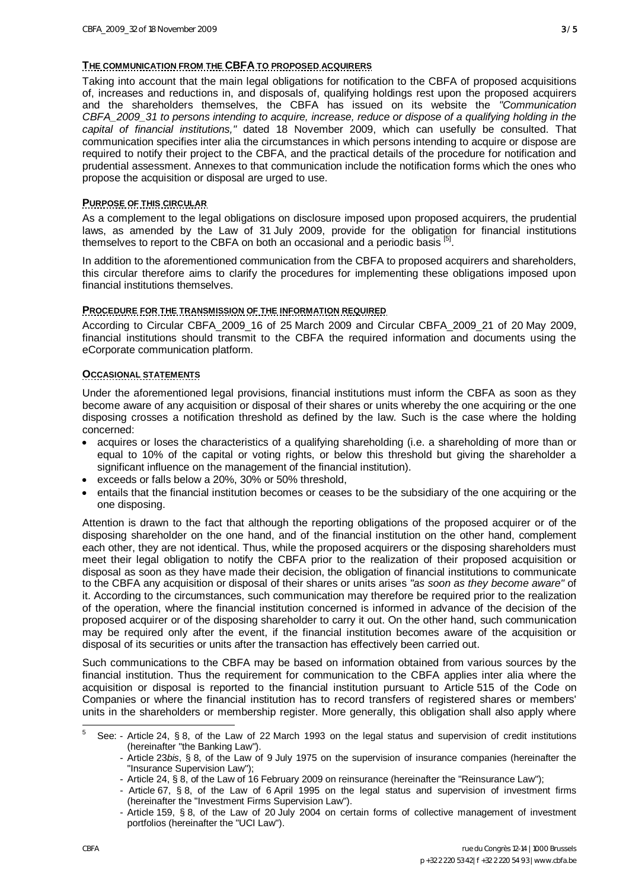## THE COMMUNICATION FROM THE CBFA TO PROPOSED ACQUIRERS

Taking into account that the main legal obligations for notification to the CBFA of proposed acquisitions of, increases and reductions in, and disposals of, qualifying holdings rest upon the proposed acquirers and the shareholders themselves, the CBFA has issued on its website the *"Communication CBFA_2009_31 to persons intending to acquire, increase, reduce or dispose of a qualifying holding in the capital of financial institutions,"* dated 18 November 2009, which can usefully be consulted. That communication specifies inter alia the circumstances in which persons intending to acquire or dispose are required to notify their project to the CBFA, and the practical details of the procedure for notification and prudential assessment. Annexes to that communication include the notification forms which the ones who propose the acquisition or disposal are urged to use.

## PURPOSE OF THIS CIRCULAR

As a complement to the legal obligations on disclosure imposed upon proposed acquirers, the prudential laws, as amended by the Law of 31 July 2009, provide for the obligation for financial institutions themselves to report to the CBFA on both an occasional and a periodic basis [5].

In addition to the aforementioned communication from the CBFA to proposed acquirers and shareholders, this circular therefore aims to clarify the procedures for implementing these obligations imposed upon financial institutions themselves.

## PROCEDURE FOR THE TRANSMISSION OF THE INFORMATION REQUIRED

According to Circular CBFA_2009_16 of 25 March 2009 and Circular CBFA_2009_21 of 20 May 2009, financial institutions should transmit to the CBFA the required information and documents using the eCorporate communication platform.

## OCCASIONAL STATEMENTS

Under the aforementioned legal provisions, financial institutions must inform the CBFA as soon as they become aware of any acquisition or disposal of their shares or units whereby the one acquiring or the one disposing crosses a notification threshold as defined by the law. Such is the case where the holding concerned:

- acquires or loses the characteristics of a qualifying shareholding (i.e. a shareholding of more than or equal to 10% of the capital or voting rights, or below this threshold but giving the shareholder a significant influence on the management of the financial institution).
- exceeds or falls below a 20%, 30% or 50% threshold,
- entails that the financial institution becomes or ceases to be the subsidiary of the one acquiring or the one disposing.

Attention is drawn to the fact that although the reporting obligations of the proposed acquirer or of the disposing shareholder on the one hand, and of the financial institution on the other hand, complement each other, they are not identical. Thus, while the proposed acquirers or the disposing shareholders must meet their legal obligation to notify the CBFA prior to the realization of their proposed acquisition or disposal as soon as they have made their decision, the obligation of financial institutions to communicate to the CBFA any acquisition or disposal of their shares or units arises *"as soon as they become aware"* of it. According to the circumstances, such communication may therefore be required prior to the realization of the operation, where the financial institution concerned is informed in advance of the decision of the proposed acquirer or of the disposing shareholder to carry it out. On the other hand, such communication may be required only after the event, if the financial institution becomes aware of the acquisition or disposal of its securities or units after the transaction has effectively been carried out.

Such communications to the CBFA may be based on information obtained from various sources by the financial institution. Thus the requirement for communication to the CBFA applies inter alia where the acquisition or disposal is reported to the financial institution pursuant to Article 515 of the Code on Companies or where the financial institution has to record transfers of registered shares or members' units in the shareholders or membership register. More generally, this obligation shall also apply where

---

5 See:
- Article 24, § 8, of the Law of 22 March 1993 on the legal status and supervision of credit institutions (hereinafter "the Banking Law").
- Article 23*bis*, § 8, of the Law of 9 July 1975 on the supervision of insurance companies (hereinafter the "Insurance Supervision Law");
- Article 24, § 8, of the Law of 16 February 2009 on reinsurance (hereinafter the "Reinsurance Law");
- Article 67, § 8, of the Law of 6 April 1995 on the legal status and supervision of investment firms (hereinafter the "Investment Firms Supervision Law").
- Article 159, § 8, of the Law of 20 July 2004 on certain forms of collective management of investment portfolios (hereinafter the "UCI Law").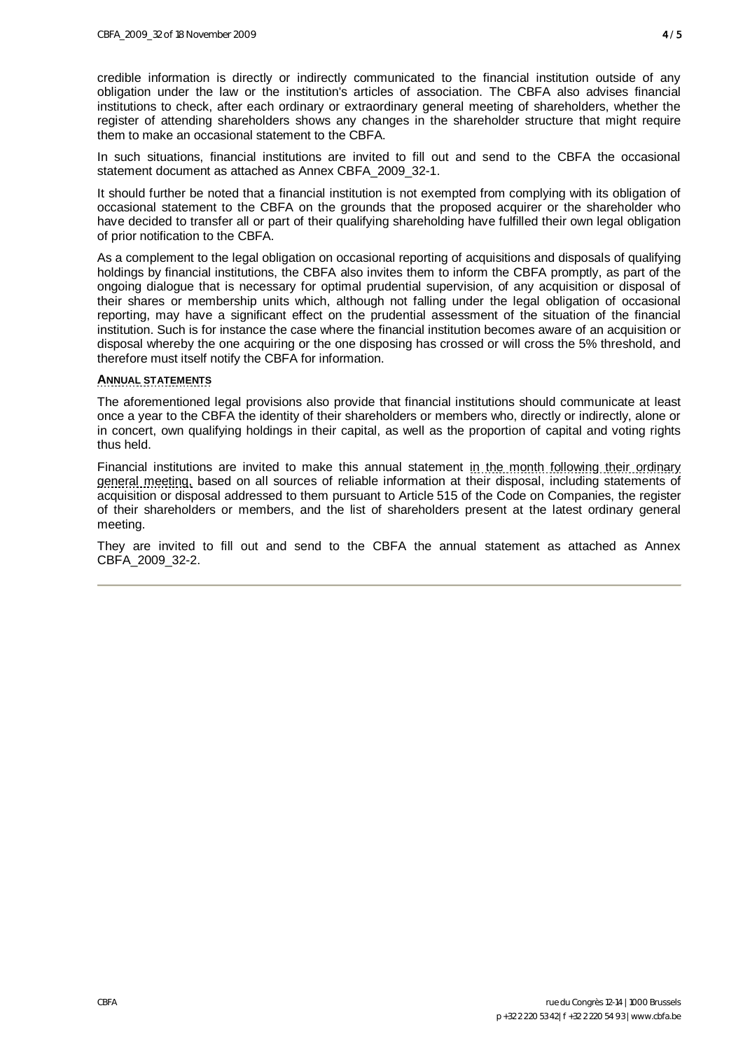credible information is directly or indirectly communicated to the financial institution outside of any obligation under the law or the institution's articles of association. The CBFA also advises financial institutions to check, after each ordinary or extraordinary general meeting of shareholders, whether the register of attending shareholders shows any changes in the shareholder structure that might require them to make an occasional statement to the CBFA.

In such situations, financial institutions are invited to fill out and send to the CBFA the occasional statement document as attached as Annex CBFA_2009_32-1.

It should further be noted that a financial institution is not exempted from complying with its obligation of occasional statement to the CBFA on the grounds that the proposed acquirer or the shareholder who have decided to transfer all or part of their qualifying shareholding have fulfilled their own legal obligation of prior notification to the CBFA.

As a complement to the legal obligation on occasional reporting of acquisitions and disposals of qualifying holdings by financial institutions, the CBFA also invites them to inform the CBFA promptly, as part of the ongoing dialogue that is necessary for optimal prudential supervision, of any acquisition or disposal of their shares or membership units which, although not falling under the legal obligation of occasional reporting, may have a significant effect on the prudential assessment of the situation of the financial institution. Such is for instance the case where the financial institution becomes aware of an acquisition or disposal whereby the one acquiring or the one disposing has crossed or will cross the 5% threshold, and therefore must itself notify the CBFA for information.

### ANNUAL STATEMENTS

The aforementioned legal provisions also provide that financial institutions should communicate at least once a year to the CBFA the identity of their shareholders or members who, directly or indirectly, alone or in concert, own qualifying holdings in their capital, as well as the proportion of capital and voting rights thus held.

Financial institutions are invited to make this annual statement in the month following their ordinary general meeting, based on all sources of reliable information at their disposal, including statements of acquisition or disposal addressed to them pursuant to Article 515 of the Code on Companies, the register of their shareholders or members, and the list of shareholders present at the latest ordinary general meeting.

They are invited to fill out and send to the CBFA the annual statement as attached as Annex CBFA_2009_32-2.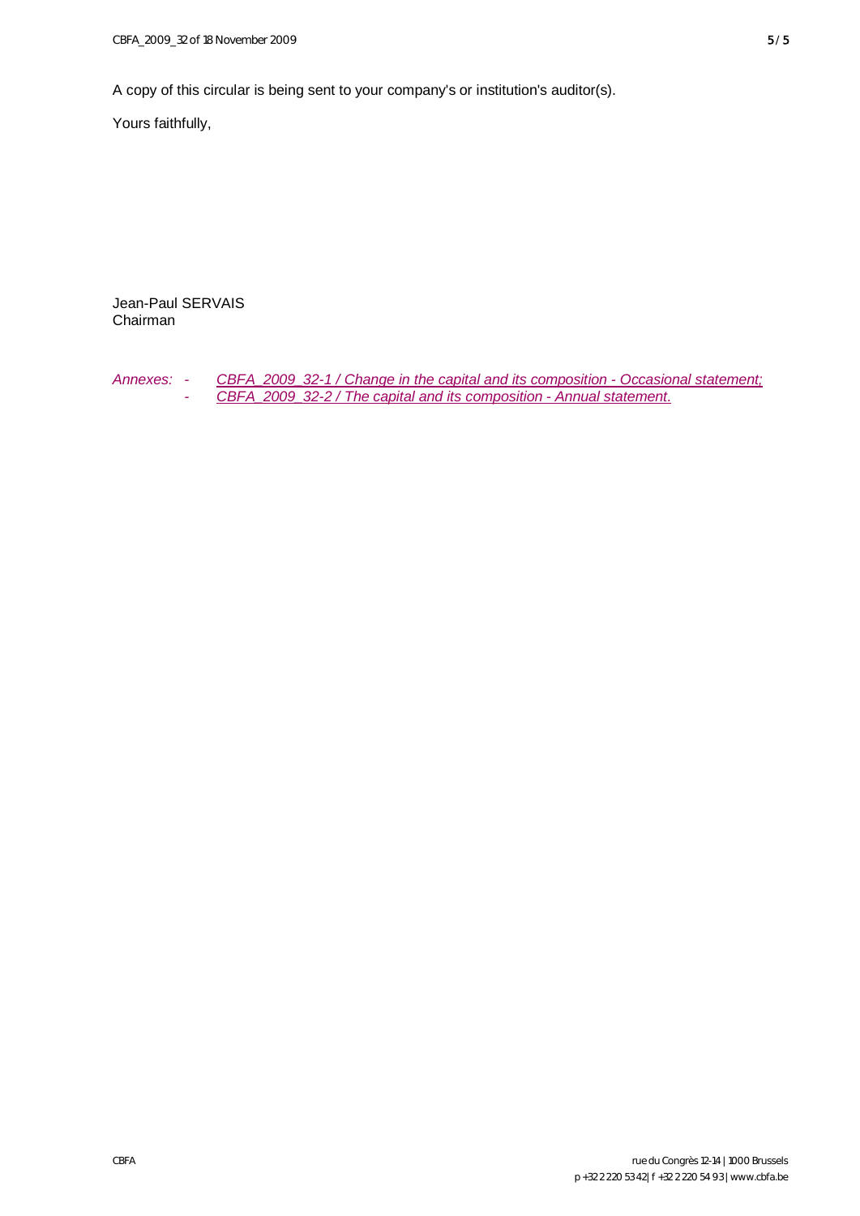A copy of this circular is being sent to your company's or institution's auditor(s).

Yours faithfully,

Jean-Paul SERVAIS
Chairman

*Annexes:*
- *CBFA_2009_32-1 / Change in the capital and its composition - Occasional statement;*
- *CBFA_2009_32-2 / The capital and its composition - Annual statement.*